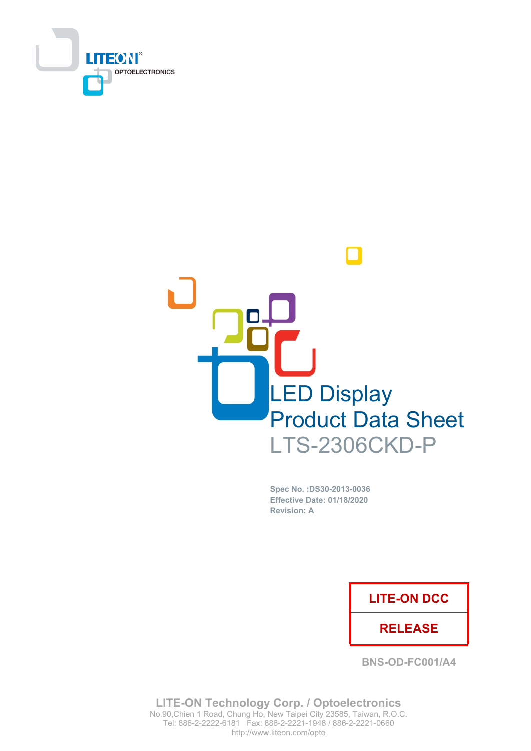LITEON OPTOELECTRONICS

# LED Display
# Product Data Sheet
# LTS-2306CKD-P

**Spec No. :DS30-2013-0036**
**Effective Date: 01/18/2020**
**Revision: A**

| LITE-ON DCC |
|---|
| RELEASE |

**BNS-OD-FC001/A4**

**LITE-ON Technology Corp. / Optoelectronics**
No.90,Chien 1 Road, Chung Ho, New Taipei City 23585, Taiwan, R.O.C.
Tel: 886-2-2222-6181 Fax: 886-2-2221-1948 / 886-2-2221-0660
http://www.liteon.com/opto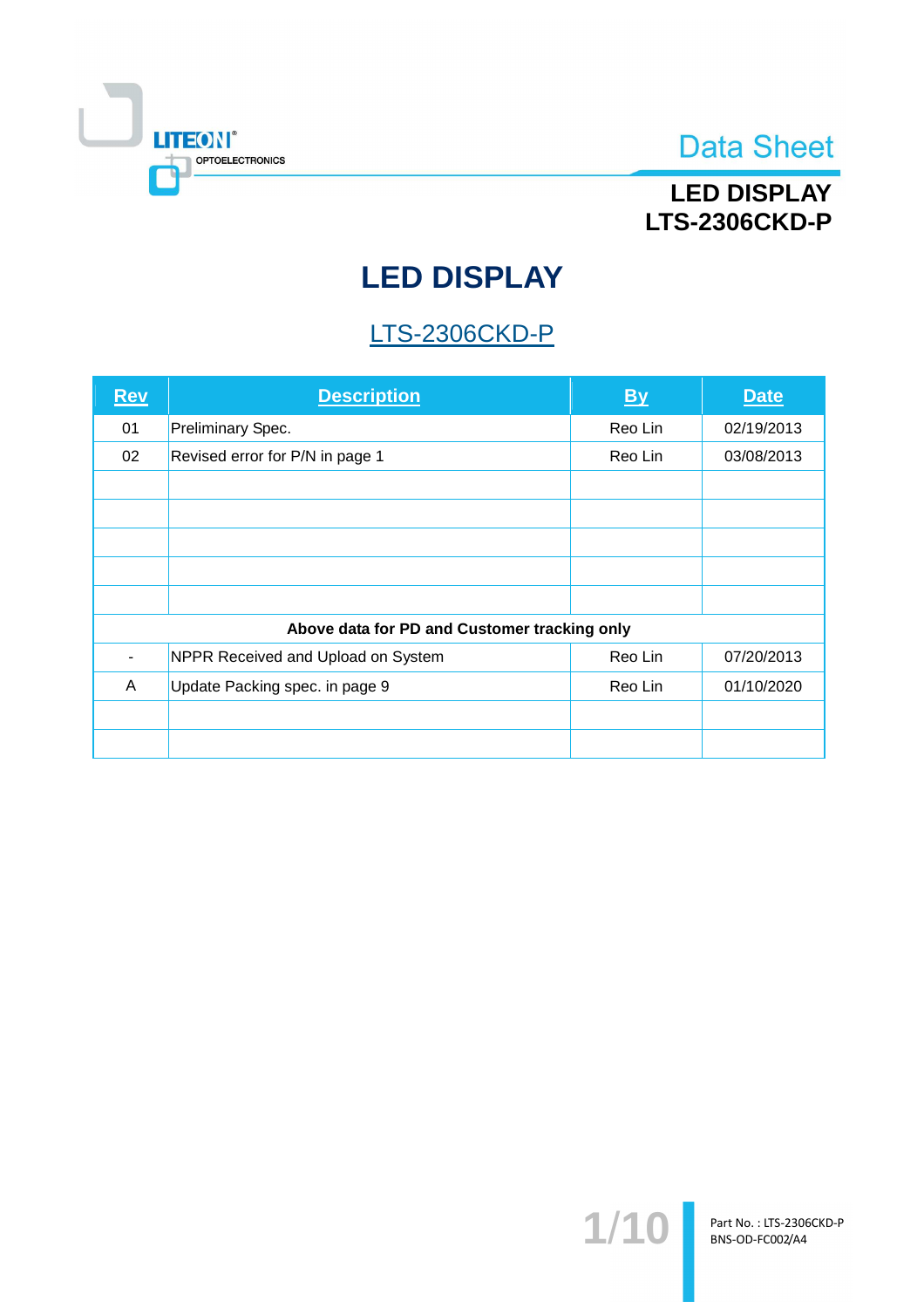# LED DISPLAY

## LTS-2306CKD-P

| Rev | Description | By | Date |
|---|---|---|---|
| 01 | Preliminary Spec. | Reo Lin | 02/19/2013 |
| 02 | Revised error for P/N in page 1 | Reo Lin | 03/08/2013 |
| | | | |
| | | | |
| | | | |
| | | | |
| | | | |
| **Above data for PD and Customer tracking only** | | | |
| - | NPPR Received and Upload on System | Reo Lin | 07/20/2013 |
| A | Update Packing spec. in page 9 | Reo Lin | 01/10/2020 |
| | | | |
| | | | |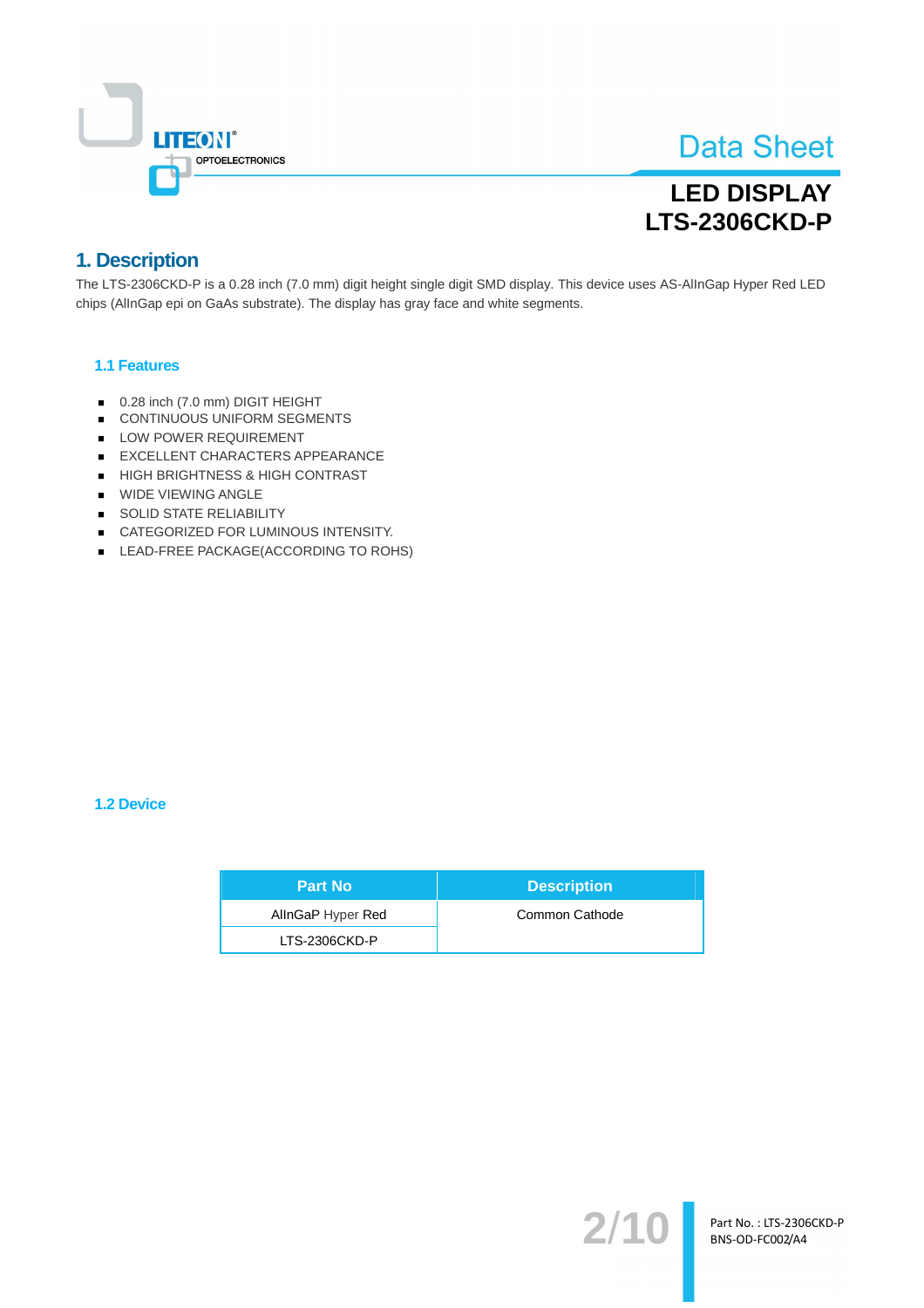# Data Sheet

## LED DISPLAY
## LTS-2306CKD-P

## 1. Description

The LTS-2306CKD-P is a 0.28 inch (7.0 mm) digit height single digit SMD display. This device uses AS-AlInGap Hyper Red LED chips (AlInGap epi on GaAs substrate). The display has gray face and white segments.

### 1.1 Features

- 0.28 inch (7.0 mm) DIGIT HEIGHT
- CONTINUOUS UNIFORM SEGMENTS
- LOW POWER REQUIREMENT
- EXCELLENT CHARACTERS APPEARANCE
- HIGH BRIGHTNESS & HIGH CONTRAST
- WIDE VIEWING ANGLE
- SOLID STATE RELIABILITY
- CATEGORIZED FOR LUMINOUS INTENSITY.
- LEAD-FREE PACKAGE(ACCORDING TO ROHS)

### 1.2 Device

| Part No | Description |
|---|---|
| AlInGaP Hyper Red | Common Cathode |
| LTS-2306CKD-P | |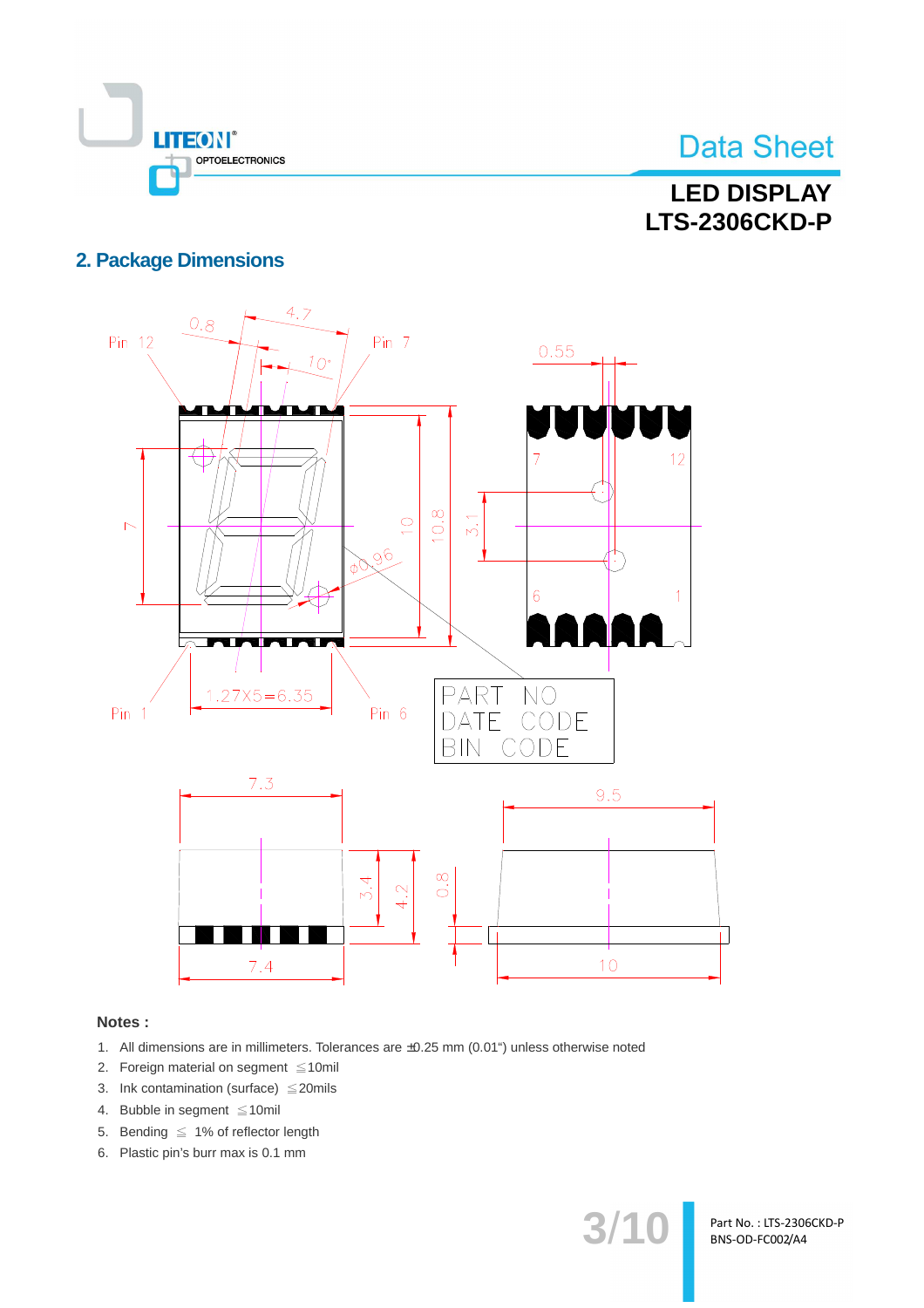## 2. Package Dimensions

**Notes :**

1. All dimensions are in millimeters. Tolerances are ±0.25 mm (0.01") unless otherwise noted
2. Foreign material on segment ≦10mil
3. Ink contamination (surface) ≦20mils
4. Bubble in segment ≦10mil
5. Bending ≦ 1% of reflector length
6. Plastic pin's burr max is 0.1 mm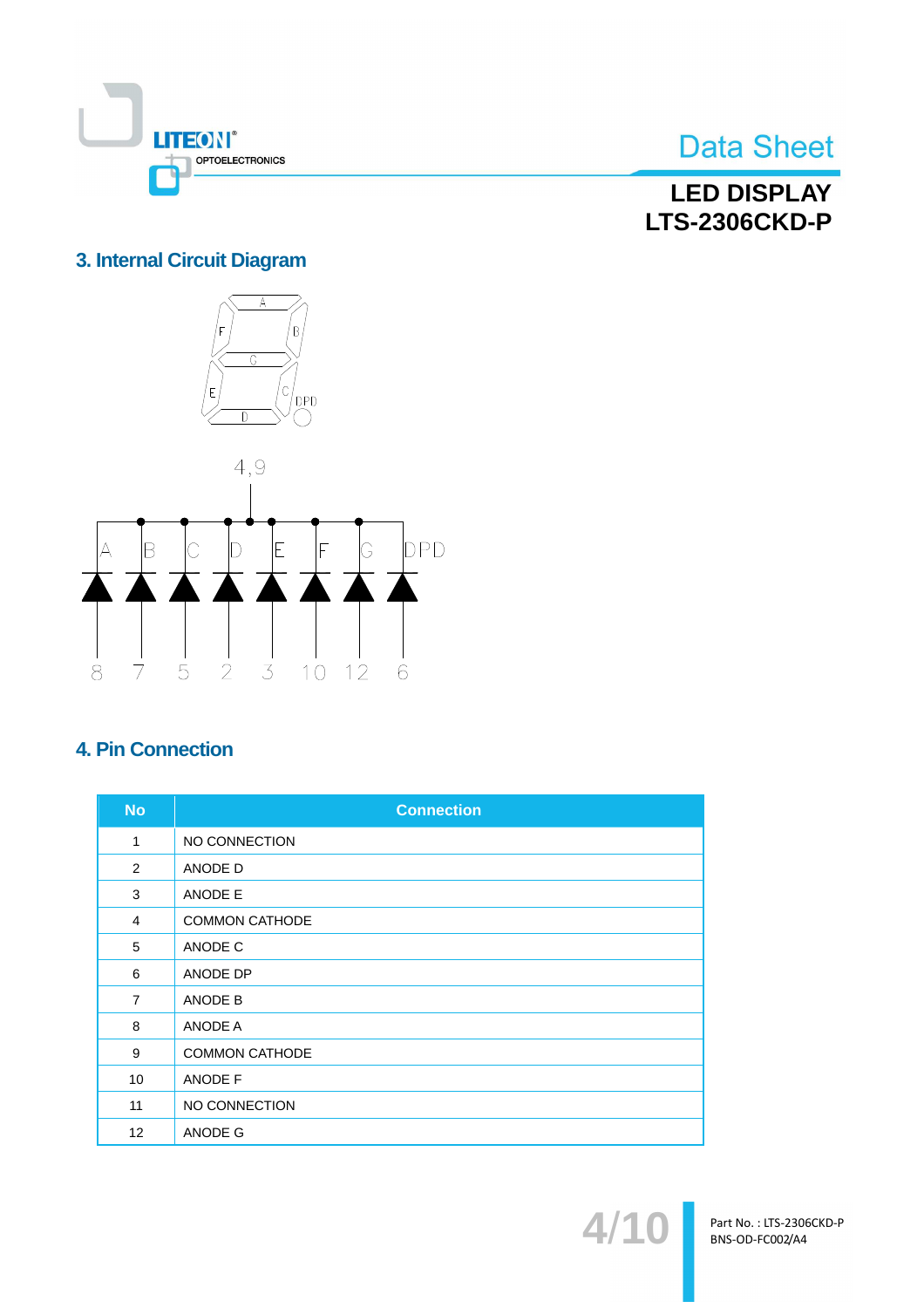## 3. Internal Circuit Diagram

## 4. Pin Connection

| No | Connection |
|---|---|
| 1 | NO CONNECTION |
| 2 | ANODE D |
| 3 | ANODE E |
| 4 | COMMON CATHODE |
| 5 | ANODE C |
| 6 | ANODE DP |
| 7 | ANODE B |
| 8 | ANODE A |
| 9 | COMMON CATHODE |
| 10 | ANODE F |
| 11 | NO CONNECTION |
| 12 | ANODE G |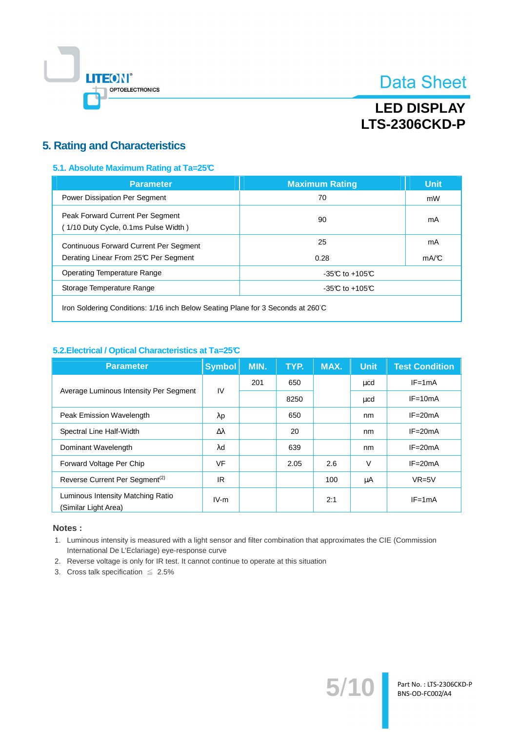## 5. Rating and Characteristics

### 5.1. Absolute Maximum Rating at Ta=25℃

| Parameter | Maximum Rating | Unit |
|---|---|---|
| Power Dissipation Per Segment | 70 | mW |
| Peak Forward Current Per Segment ( 1/10 Duty Cycle, 0.1ms Pulse Width ) | 90 | mA |
| Continuous Forward Current Per Segment | 25 | mA |
| Derating Linear From 25℃ Per Segment | 0.28 | mA/℃ |
| Operating Temperature Range | -35℃ to +105℃ | |
| Storage Temperature Range | -35℃ to +105℃ | |
| Iron Soldering Conditions: 1/16 inch Below Seating Plane for 3 Seconds at 260°C | | |

### 5.2.Electrical / Optical Characteristics at Ta=25℃

| Parameter | Symbol | MIN. | TYP. | MAX. | Unit | Test Condition |
|---|---|---|---|---|---|---|
| Average Luminous Intensity Per Segment | IV | 201 | 650 | | μcd | IF=1mA |
| | | | 8250 | | μcd | IF=10mA |
| Peak Emission Wavelength | λp | | 650 | | nm | IF=20mA |
| Spectral Line Half-Width | Δλ | | 20 | | nm | IF=20mA |
| Dominant Wavelength | λd | | 639 | | nm | IF=20mA |
| Forward Voltage Per Chip | VF | | 2.05 | 2.6 | V | IF=20mA |
| Reverse Current Per Segment(2) | IR | | | 100 | μA | VR=5V |
| Luminous Intensity Matching Ratio (Similar Light Area) | IV-m | | | 2:1 | | IF=1mA |

**Notes :**

1. Luminous intensity is measured with a light sensor and filter combination that approximates the CIE (Commission International De L'Eclariage) eye-response curve
2. Reverse voltage is only for IR test. It cannot continue to operate at this situation
3. Cross talk specification ≦ 2.5%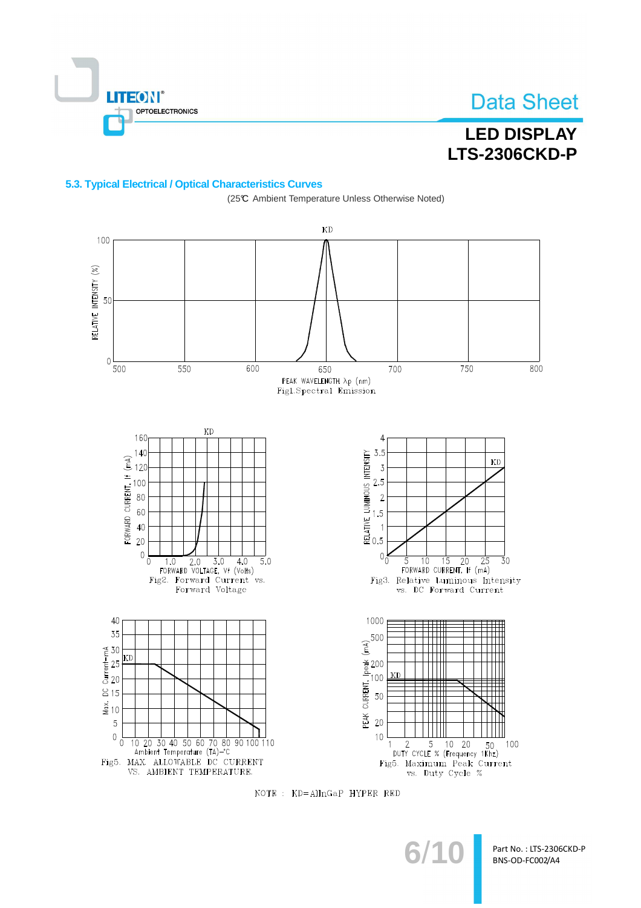## 5.3. Typical Electrical / Optical Characteristics Curves

(25℃ Ambient Temperature Unless Otherwise Noted)

Fig1. Spectral Emission

Fig2. Forward Current vs. Forward Voltage

Fig3. Relative luminous Intensity vs. DC Forward Current

Fig5. MAX. ALLOWABLE DC CURRENT VS. AMBIENT TEMPERATURE.

Fig5. Maximum Peak Current vs. Duty Cycle %

NOTE : KD=AlInGaP HYPER RED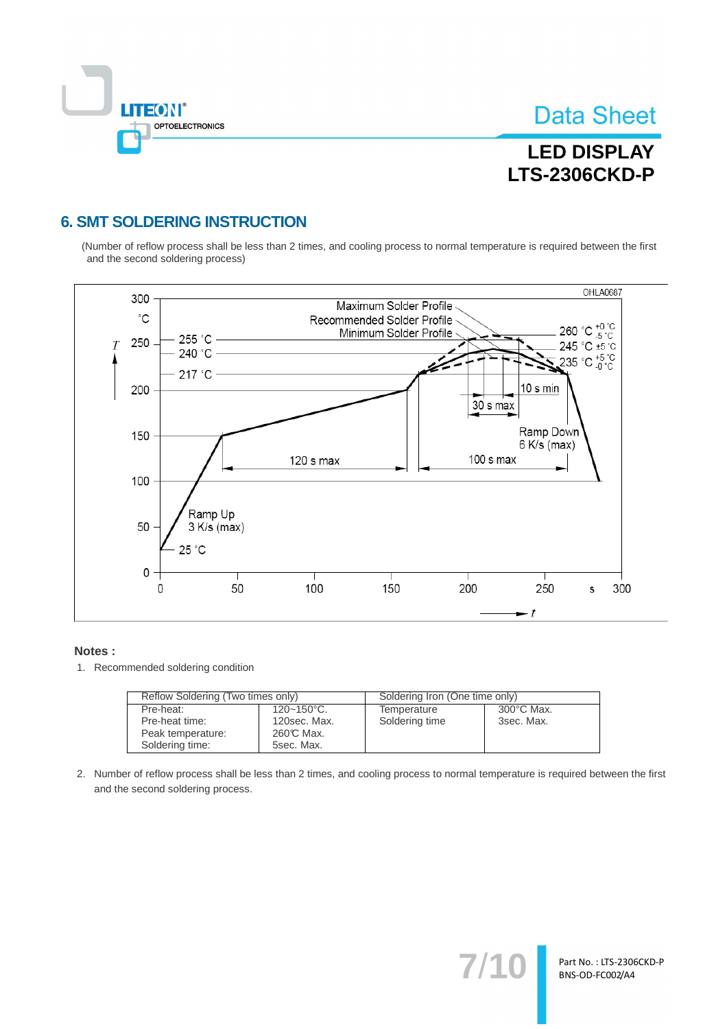## 6. SMT SOLDERING INSTRUCTION

(Number of reflow process shall be less than 2 times, and cooling process to normal temperature is required between the first and the second soldering process)

**Notes :**

1. Recommended soldering condition

| Reflow Soldering (Two times only) | | Soldering Iron (One time only) | |
|---|---|---|---|
| Pre-heat:<br>Pre-heat time:<br>Peak temperature:<br>Soldering time: | 120~150°C.<br>120sec. Max.<br>260℃ Max.<br>5sec. Max. | Temperature<br>Soldering time | 300°C Max.<br>3sec. Max. |

2. Number of reflow process shall be less than 2 times, and cooling process to normal temperature is required between the first and the second soldering process.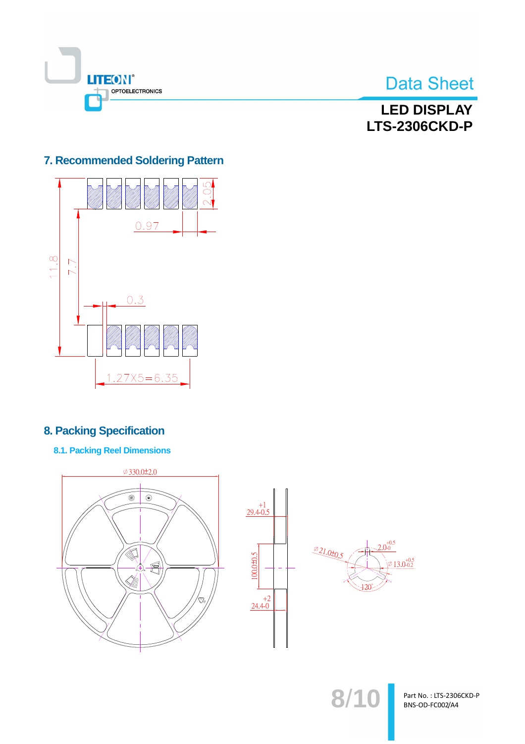## 7. Recommended Soldering Pattern

2.05

0.97

11.8

7.7

0.3

1.27X5=6.35

## 8. Packing Specification

### 8.1. Packing Reel Dimensions

⌀330.0±2.0

29.4+1-0.5

100.0±0.5

24.4+2-0

⌀21.0±0.5

2.0+0.5-0

⌀13.0+0.5-0.2

120°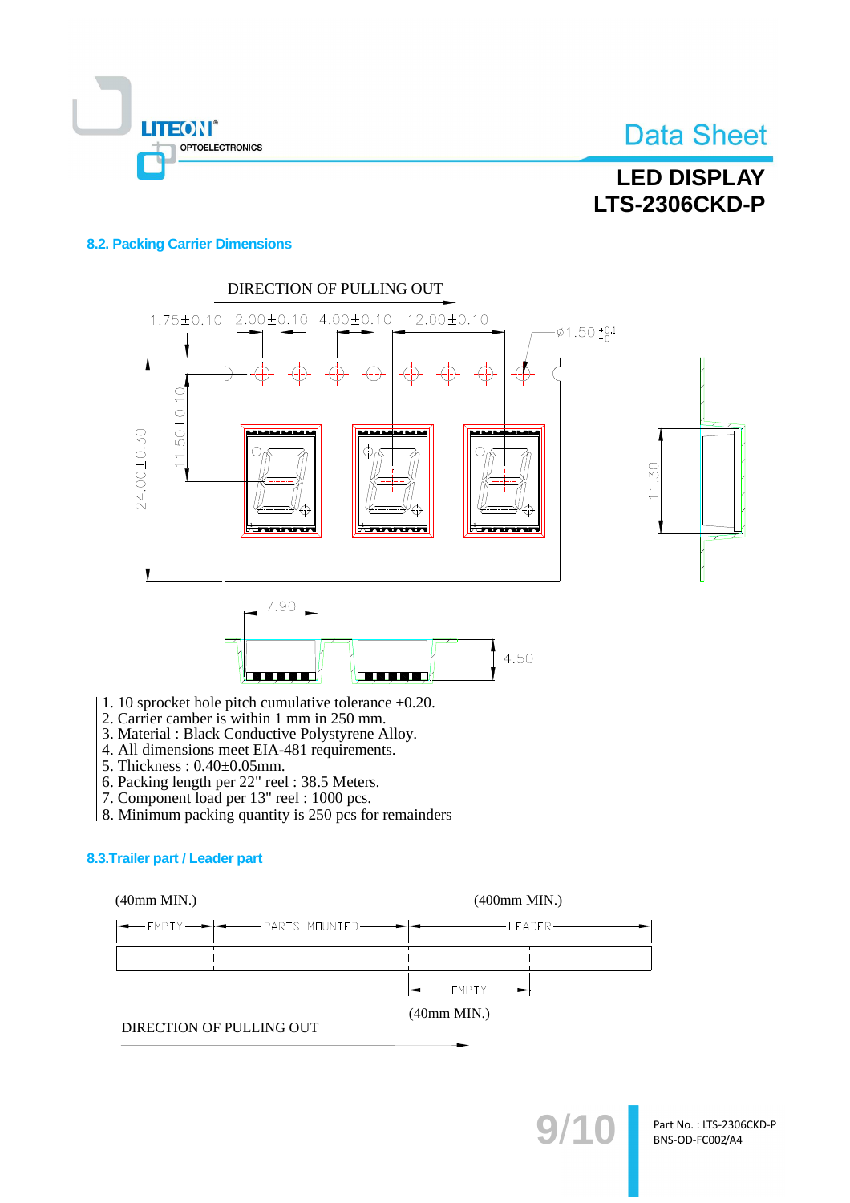### 8.2. Packing Carrier Dimensions

DIRECTION OF PULLING OUT

1.75±0.10  2.00±0.10  4.00±0.10  12.00±0.10  Ø1.50 $^{+0.1}_{-0}$

24.00±0.30  11.50±0.10  11.30

7.90  4.50

1. 10 sprocket hole pitch cumulative tolerance ±0.20.
2. Carrier camber is within 1 mm in 250 mm.
3. Material : Black Conductive Polystyrene Alloy.
4. All dimensions meet EIA-481 requirements.
5. Thickness : 0.40±0.05mm.
6. Packing length per 22" reel : 38.5 Meters.
7. Component load per 13" reel : 1000 pcs.
8. Minimum packing quantity is 250 pcs for remainders

### 8.3.Trailer part / Leader part

(40mm MIN.)  (400mm MIN.)

EMPTY  PARTS MOUNTED  LEADER

EMPTY

(40mm MIN.)

DIRECTION OF PULLING OUT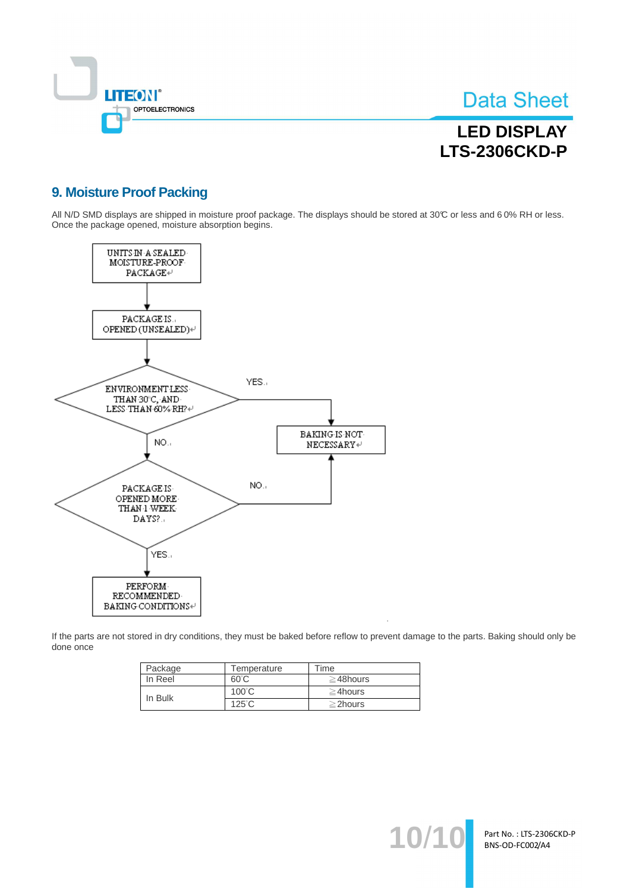## 9. Moisture Proof Packing

All N/D SMD displays are shipped in moisture proof package. The displays should be stored at 30℃ or less and 6 0% RH or less. Once the package opened, moisture absorption begins.

UNITS IN A SEALED MOISTURE-PROOF PACKAGE

PACKAGE IS OPENED (UNSEALED)

ENVIRONMENT LESS THAN 30°C, AND LESS THAN 60% RH?

YES

BAKING IS NOT NECESSARY

NO

PACKAGE IS OPENED MORE THAN 1 WEEK DAYS?

NO

YES

PERFORM RECOMMENDED BAKING CONDITIONS

If the parts are not stored in dry conditions, they must be baked before reflow to prevent damage to the parts. Baking should only be done once

| Package | Temperature | Time |
|---|---|---|
| In Reel | 60°C | ≧48hours |
| In Bulk | 100°C | ≧4hours |
| | 125°C | ≧2hours |